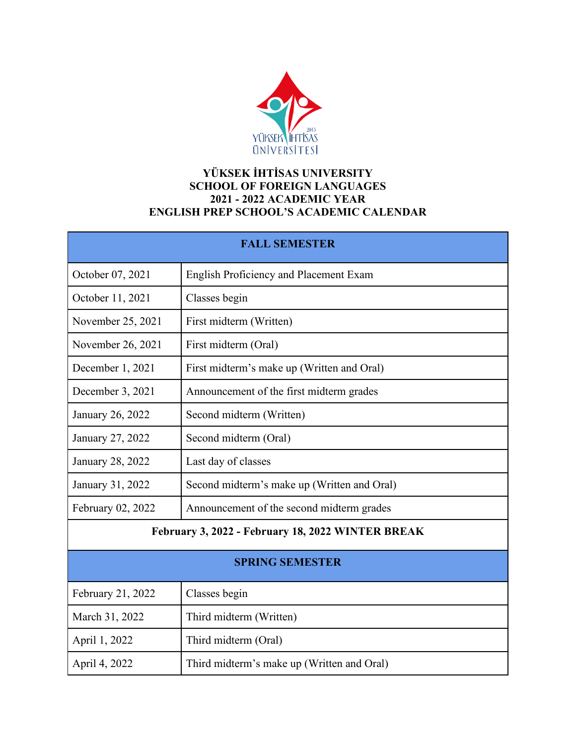# YÜKSEK İHTİSAS UNIVERSITY
## SCHOOL OF FOREIGN LANGUAGES
## 2021 - 2022 ACADEMIC YEAR
## ENGLISH PREP SCHOOL'S ACADEMIC CALENDAR

| **FALL SEMESTER** | |
|---|---|
| October 07, 2021 | English Proficiency and Placement Exam |
| October 11, 2021 | Classes begin |
| November 25, 2021 | First midterm (Written) |
| November 26, 2021 | First midterm (Oral) |
| December 1, 2021 | First midterm's make up (Written and Oral) |
| December 3, 2021 | Announcement of the first midterm grades |
| January 26, 2022 | Second midterm (Written) |
| January 27, 2022 | Second midterm (Oral) |
| January 28, 2022 | Last day of classes |
| January 31, 2022 | Second midterm's make up (Written and Oral) |
| February 02, 2022 | Announcement of the second midterm grades |
| **February 3, 2022 - February 18, 2022 WINTER BREAK** | |
| **SPRING SEMESTER** | |
| February 21, 2022 | Classes begin |
| March 31, 2022 | Third midterm (Written) |
| April 1, 2022 | Third midterm (Oral) |
| April 4, 2022 | Third midterm's make up (Written and Oral) |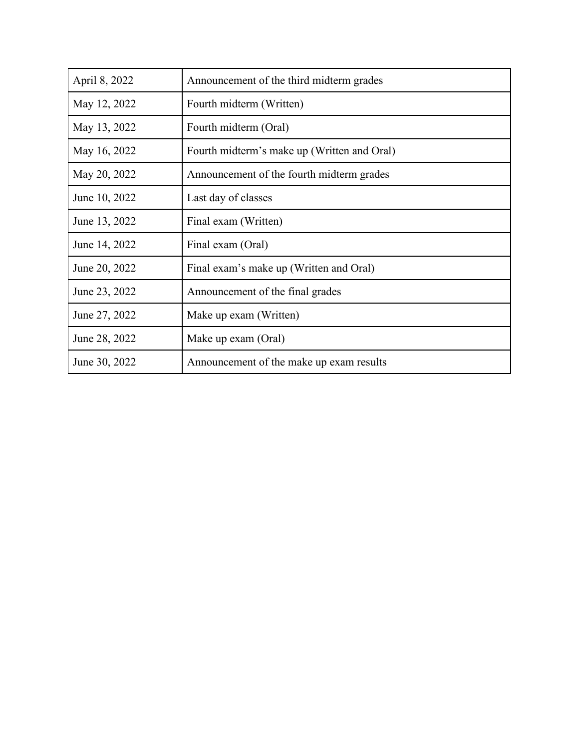| | |
|---|---|
| April 8, 2022 | Announcement of the third midterm grades |
| May 12, 2022 | Fourth midterm (Written) |
| May 13, 2022 | Fourth midterm (Oral) |
| May 16, 2022 | Fourth midterm’s make up (Written and Oral) |
| May 20, 2022 | Announcement of the fourth midterm grades |
| June 10, 2022 | Last day of classes |
| June 13, 2022 | Final exam (Written) |
| June 14, 2022 | Final exam (Oral) |
| June 20, 2022 | Final exam’s make up (Written and Oral) |
| June 23, 2022 | Announcement of the final grades |
| June 27, 2022 | Make up exam (Written) |
| June 28, 2022 | Make up exam (Oral) |
| June 30, 2022 | Announcement of the make up exam results |